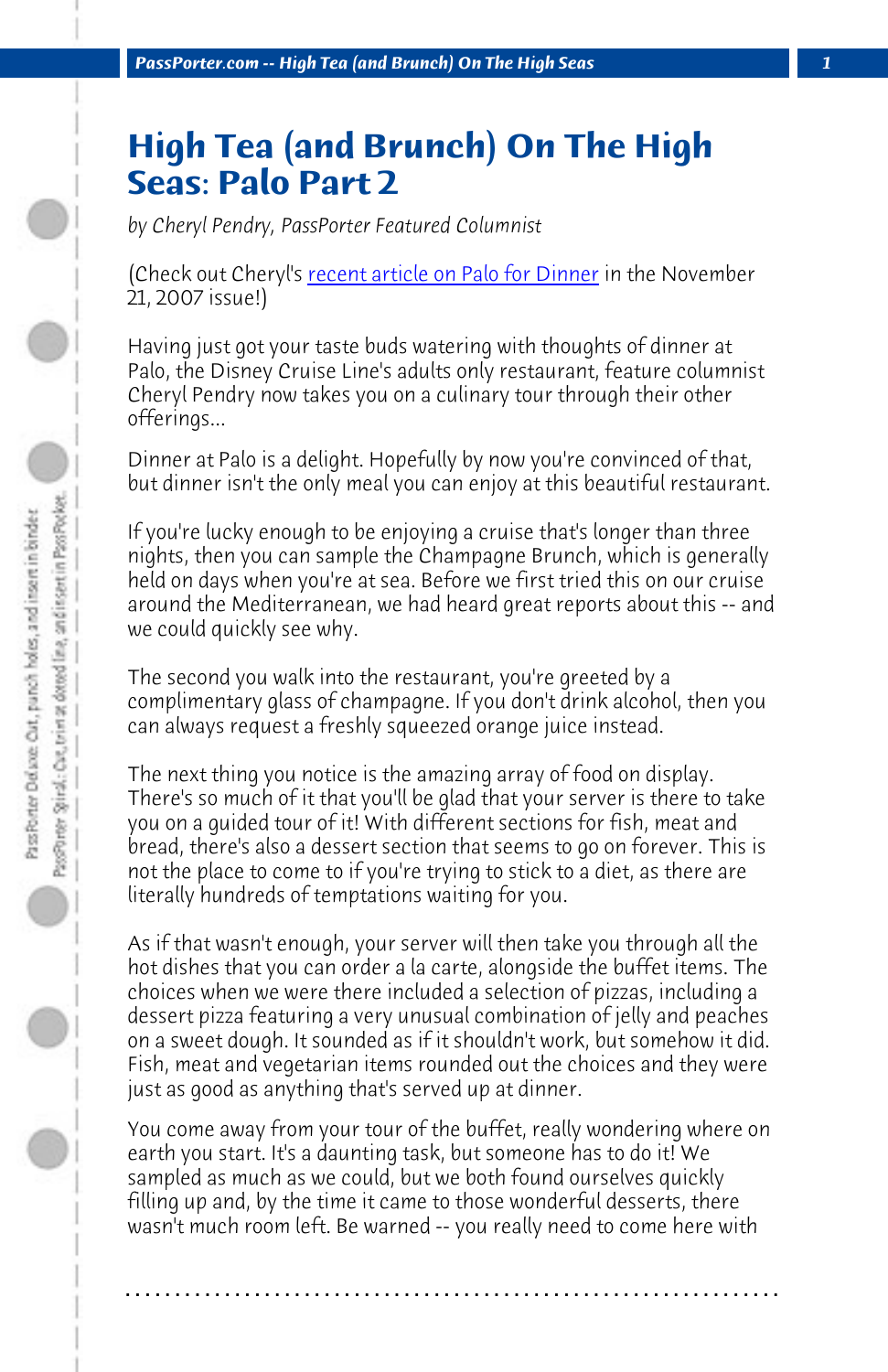# High Tea (and Brunch) On The High Seas: Palo Part 2

*by Cheryl Pendry, PassPorter Featured Columnist*

(Check out Cheryl's recent article on Palo for Dinner in the November 21, 2007 issue!)

Having just got your taste buds watering with thoughts of dinner at Palo, the Disney Cruise Line's adults only restaurant, feature columnist Cheryl Pendry now takes you on a culinary tour through their other offerings...

Dinner at Palo is a delight. Hopefully by now you're convinced of that, but dinner isn't the only meal you can enjoy at this beautiful restaurant.

If you're lucky enough to be enjoying a cruise that's longer than three nights, then you can sample the Champagne Brunch, which is generally held on days when you're at sea. Before we first tried this on our cruise around the Mediterranean, we had heard great reports about this -- and we could quickly see why.

The second you walk into the restaurant, you're greeted by a complimentary glass of champagne. If you don't drink alcohol, then you can always request a freshly squeezed orange juice instead.

The next thing you notice is the amazing array of food on display. There's so much of it that you'll be glad that your server is there to take you on a guided tour of it! With different sections for fish, meat and bread, there's also a dessert section that seems to go on forever. This is not the place to come to if you're trying to stick to a diet, as there are literally hundreds of temptations waiting for you.

As if that wasn't enough, your server will then take you through all the hot dishes that you can order a la carte, alongside the buffet items. The choices when we were there included a selection of pizzas, including a dessert pizza featuring a very unusual combination of jelly and peaches on a sweet dough. It sounded as if it shouldn't work, but somehow it did. Fish, meat and vegetarian items rounded out the choices and they were just as good as anything that's served up at dinner.

You come away from your tour of the buffet, really wondering where on earth you start. It's a daunting task, but someone has to do it! We sampled as much as we could, but we both found ourselves quickly filling up and, by the time it came to those wonderful desserts, there wasn't much room left. Be warned -- you really need to come here with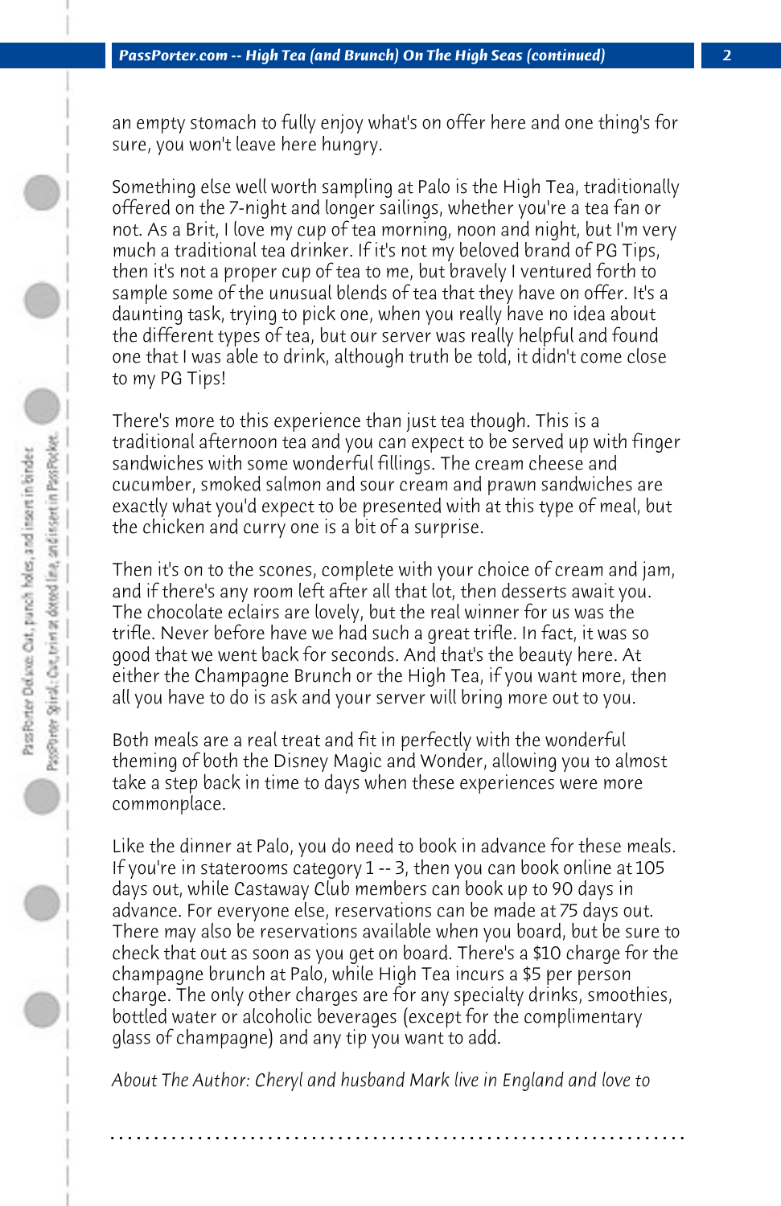an empty stomach to fully enjoy what's on offer here and one thing's for sure, you won't leave here hungry.

Something else well worth sampling at Palo is the High Tea, traditionally offered on the 7-night and longer sailings, whether you're a tea fan or not. As a Brit, I love my cup of tea morning, noon and night, but I'm very much a traditional tea drinker. If it's not my beloved brand of PG Tips, then it's not a proper cup of tea to me, but bravely I ventured forth to sample some of the unusual blends of tea that they have on offer. It's a daunting task, trying to pick one, when you really have no idea about the different types of tea, but our server was really helpful and found one that I was able to drink, although truth be told, it didn't come close to my PG Tips!

There's more to this experience than just tea though. This is a traditional afternoon tea and you can expect to be served up with finger sandwiches with some wonderful fillings. The cream cheese and cucumber, smoked salmon and sour cream and prawn sandwiches are exactly what you'd expect to be presented with at this type of meal, but the chicken and curry one is a bit of a surprise.

Then it's on to the scones, complete with your choice of cream and jam, and if there's any room left after all that lot, then desserts await you. The chocolate eclairs are lovely, but the real winner for us was the trifle. Never before have we had such a great trifle. In fact, it was so good that we went back for seconds. And that's the beauty here. At either the Champagne Brunch or the High Tea, if you want more, then all you have to do is ask and your server will bring more out to you.

Both meals are a real treat and fit in perfectly with the wonderful theming of both the Disney Magic and Wonder, allowing you to almost take a step back in time to days when these experiences were more commonplace.

Like the dinner at Palo, you do need to book in advance for these meals. If you're in staterooms category 1 -- 3, then you can book online at 105 days out, while Castaway Club members can book up to 90 days in advance. For everyone else, reservations can be made at 75 days out. There may also be reservations available when you board, but be sure to check that out as soon as you get on board. There's a $10 charge for the champagne brunch at Palo, while High Tea incurs a $5 per person charge. The only other charges are for any specialty drinks, smoothies, bottled water or alcoholic beverages (except for the complimentary glass of champagne) and any tip you want to add.

*About The Author: Cheryl and husband Mark live in England and love to*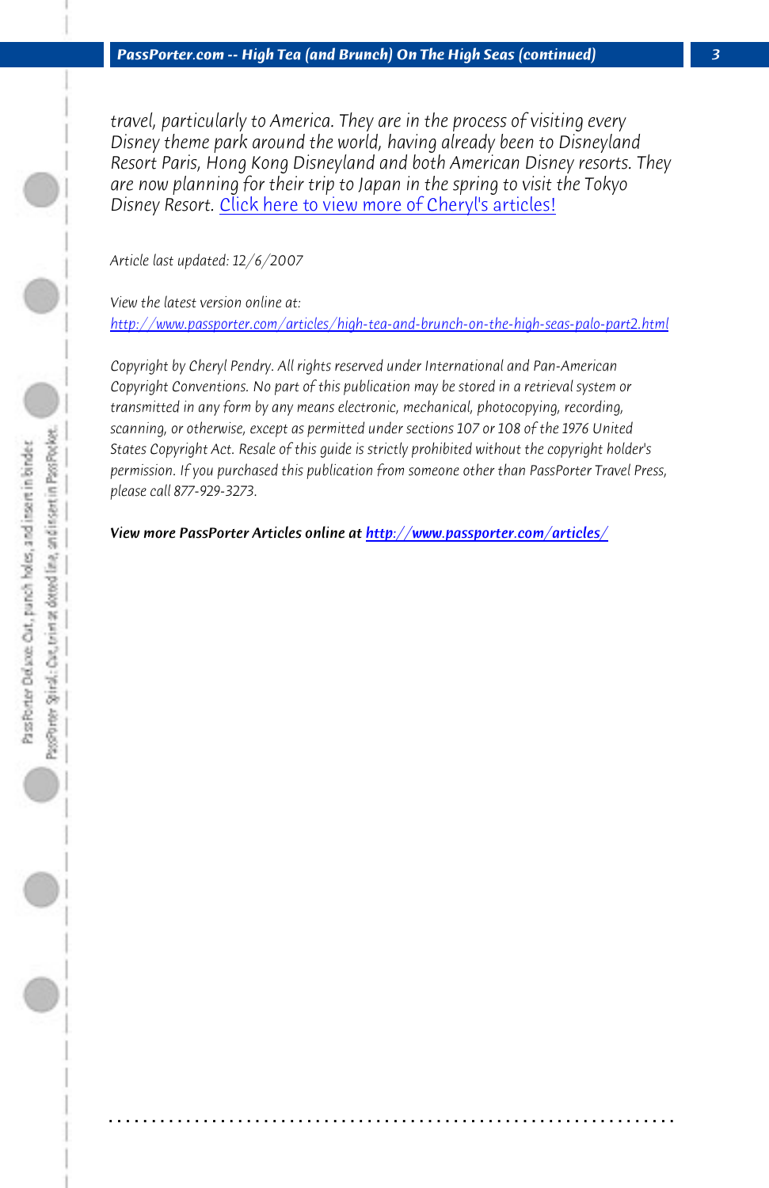*travel, particularly to America. They are in the process of visiting every Disney theme park around the world, having already been to Disneyland Resort Paris, Hong Kong Disneyland and both American Disney resorts. They are now planning for their trip to Japan in the spring to visit the Tokyo Disney Resort. Click here to view more of Cheryl's articles!*

*Article last updated: 12/6/2007*

*View the latest version online at:*
*http://www.passporter.com/articles/high-tea-and-brunch-on-the-high-seas-palo-part2.html*

*Copyright by Cheryl Pendry. All rights reserved under International and Pan-American Copyright Conventions. No part of this publication may be stored in a retrieval system or transmitted in any form by any means electronic, mechanical, photocopying, recording, scanning, or otherwise, except as permitted under sections 107 or 108 of the 1976 United States Copyright Act. Resale of this guide is strictly prohibited without the copyright holder's permission. If you purchased this publication from someone other than PassPorter Travel Press, please call 877-929-3273.*

***View more PassPorter Articles online at http://www.passporter.com/articles/***